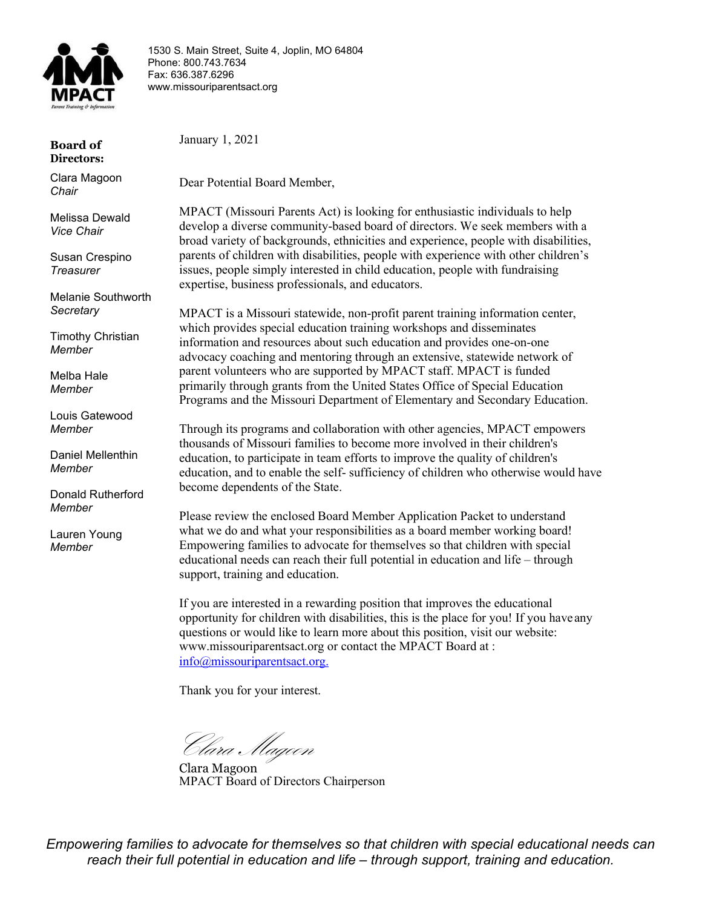MPACT
*Parent Training & Information*

1530 S. Main Street, Suite 4, Joplin, MO 64804
Phone: 800.743.7634
Fax: 636.387.6296
www.missouriparentsact.org

**Board of Directors:**

Clara Magoon
*Chair*

Melissa Dewald
*Vice Chair*

Susan Crespino
*Treasurer*

Melanie Southworth
*Secretary*

Timothy Christian
*Member*

Melba Hale
*Member*

Louis Gatewood
*Member*

Daniel Mellenthin
*Member*

Donald Rutherford
*Member*

Lauren Young
*Member*

January 1, 2021

Dear Potential Board Member,

MPACT (Missouri Parents Act) is looking for enthusiastic individuals to help develop a diverse community-based board of directors. We seek members with a broad variety of backgrounds, ethnicities and experience, people with disabilities, parents of children with disabilities, people with experience with other children's issues, people simply interested in child education, people with fundraising expertise, business professionals, and educators.

MPACT is a Missouri statewide, non-profit parent training information center, which provides special education training workshops and disseminates information and resources about such education and provides one-on-one advocacy coaching and mentoring through an extensive, statewide network of parent volunteers who are supported by MPACT staff. MPACT is funded primarily through grants from the United States Office of Special Education Programs and the Missouri Department of Elementary and Secondary Education.

Through its programs and collaboration with other agencies, MPACT empowers thousands of Missouri families to become more involved in their children's education, to participate in team efforts to improve the quality of children's education, and to enable the self- sufficiency of children who otherwise would have become dependents of the State.

Please review the enclosed Board Member Application Packet to understand what we do and what your responsibilities as a board member working board! Empowering families to advocate for themselves so that children with special educational needs can reach their full potential in education and life – through support, training and education.

If you are interested in a rewarding position that improves the educational opportunity for children with disabilities, this is the place for you! If you have any questions or would like to learn more about this position, visit our website: www.missouriparentsact.org or contact the MPACT Board at : info@missouriparentsact.org.

Thank you for your interest.

*Clara Magoon*

Clara Magoon
MPACT Board of Directors Chairperson

*Empowering families to advocate for themselves so that children with special educational needs can reach their full potential in education and life – through support, training and education.*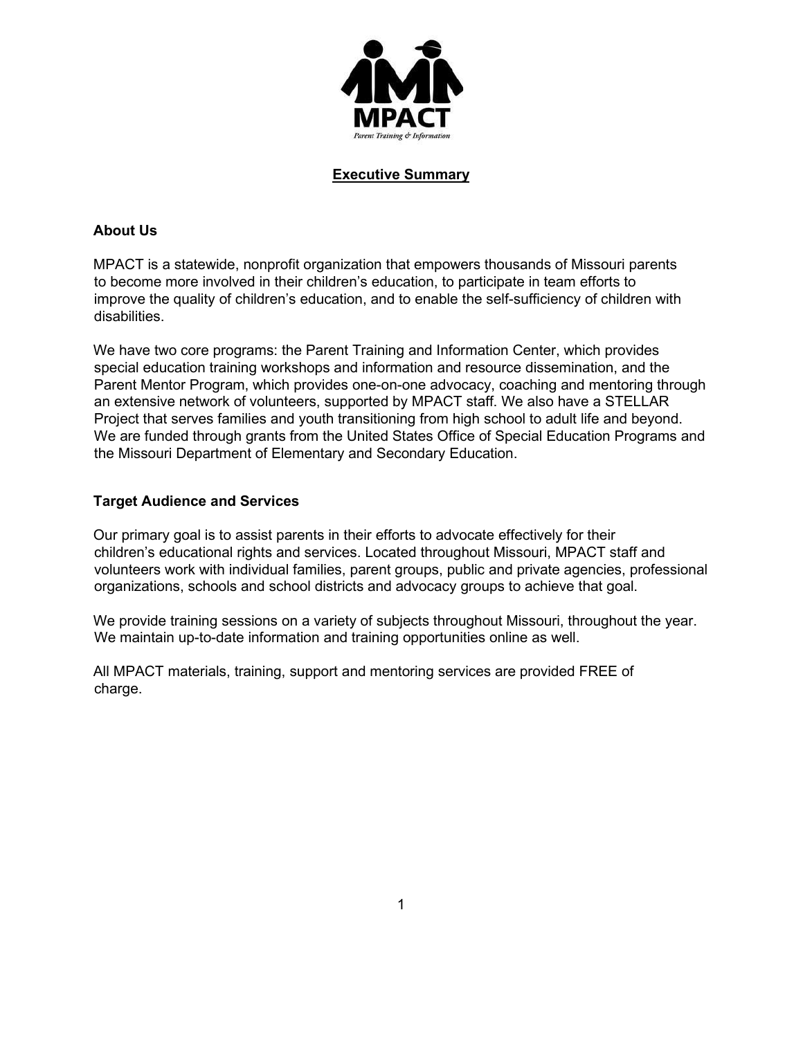MPACT

*Parent Training & Information*

## Executive Summary

### About Us

MPACT is a statewide, nonprofit organization that empowers thousands of Missouri parents to become more involved in their children's education, to participate in team efforts to improve the quality of children's education, and to enable the self-sufficiency of children with disabilities.

We have two core programs: the Parent Training and Information Center, which provides special education training workshops and information and resource dissemination, and the Parent Mentor Program, which provides one-on-one advocacy, coaching and mentoring through an extensive network of volunteers, supported by MPACT staff. We also have a STELLAR Project that serves families and youth transitioning from high school to adult life and beyond. We are funded through grants from the United States Office of Special Education Programs and the Missouri Department of Elementary and Secondary Education.

### Target Audience and Services

Our primary goal is to assist parents in their efforts to advocate effectively for their children's educational rights and services. Located throughout Missouri, MPACT staff and volunteers work with individual families, parent groups, public and private agencies, professional organizations, schools and school districts and advocacy groups to achieve that goal.

We provide training sessions on a variety of subjects throughout Missouri, throughout the year. We maintain up-to-date information and training opportunities online as well.

All MPACT materials, training, support and mentoring services are provided FREE of charge.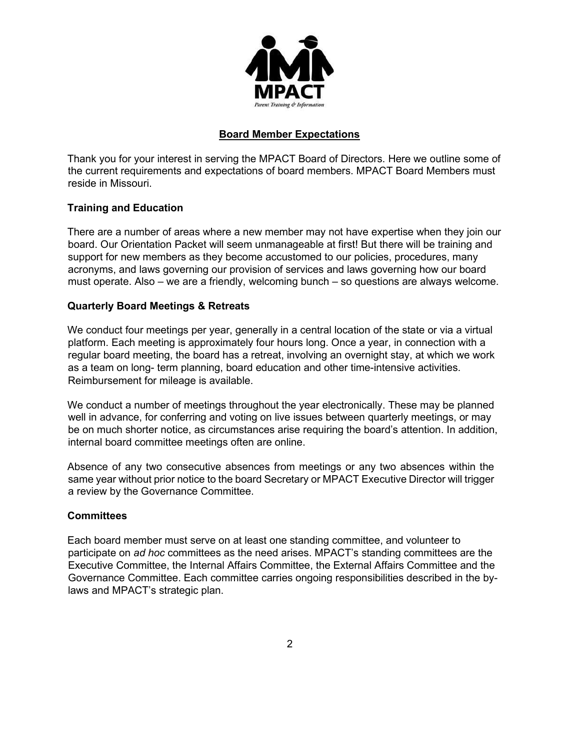MPACT

*Parent Training & Information*

## Board Member Expectations

Thank you for your interest in serving the MPACT Board of Directors. Here we outline some of the current requirements and expectations of board members. MPACT Board Members must reside in Missouri.

### Training and Education

There are a number of areas where a new member may not have expertise when they join our board. Our Orientation Packet will seem unmanageable at first! But there will be training and support for new members as they become accustomed to our policies, procedures, many acronyms, and laws governing our provision of services and laws governing how our board must operate. Also – we are a friendly, welcoming bunch – so questions are always welcome.

### Quarterly Board Meetings & Retreats

We conduct four meetings per year, generally in a central location of the state or via a virtual platform. Each meeting is approximately four hours long. Once a year, in connection with a regular board meeting, the board has a retreat, involving an overnight stay, at which we work as a team on long- term planning, board education and other time-intensive activities. Reimbursement for mileage is available.

We conduct a number of meetings throughout the year electronically. These may be planned well in advance, for conferring and voting on live issues between quarterly meetings, or may be on much shorter notice, as circumstances arise requiring the board's attention. In addition, internal board committee meetings often are online.

Absence of any two consecutive absences from meetings or any two absences within the same year without prior notice to the board Secretary or MPACT Executive Director will trigger a review by the Governance Committee.

### Committees

Each board member must serve on at least one standing committee, and volunteer to participate on *ad hoc* committees as the need arises. MPACT's standing committees are the Executive Committee, the Internal Affairs Committee, the External Affairs Committee and the Governance Committee. Each committee carries ongoing responsibilities described in the by-laws and MPACT's strategic plan.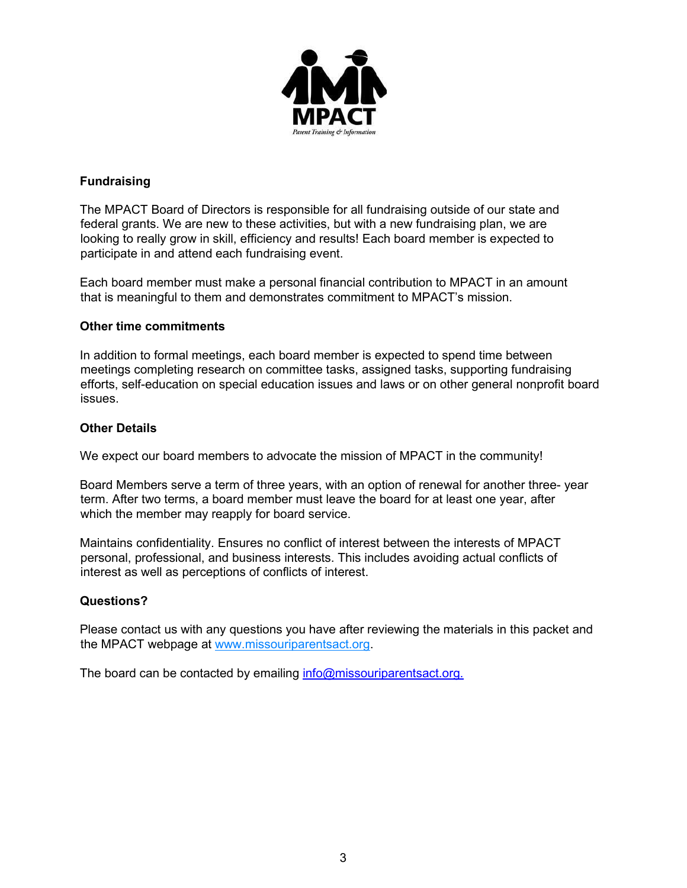### Fundraising

The MPACT Board of Directors is responsible for all fundraising outside of our state and federal grants. We are new to these activities, but with a new fundraising plan, we are looking to really grow in skill, efficiency and results! Each board member is expected to participate in and attend each fundraising event.

Each board member must make a personal financial contribution to MPACT in an amount that is meaningful to them and demonstrates commitment to MPACT's mission.

### Other time commitments

In addition to formal meetings, each board member is expected to spend time between meetings completing research on committee tasks, assigned tasks, supporting fundraising efforts, self-education on special education issues and laws or on other general nonprofit board issues.

### Other Details

We expect our board members to advocate the mission of MPACT in the community!

Board Members serve a term of three years, with an option of renewal for another three- year term. After two terms, a board member must leave the board for at least one year, after which the member may reapply for board service.

Maintains confidentiality. Ensures no conflict of interest between the interests of MPACT personal, professional, and business interests. This includes avoiding actual conflicts of interest as well as perceptions of conflicts of interest.

### Questions?

Please contact us with any questions you have after reviewing the materials in this packet and the MPACT webpage at www.missouriparentsact.org.

The board can be contacted by emailing info@missouriparentsact.org.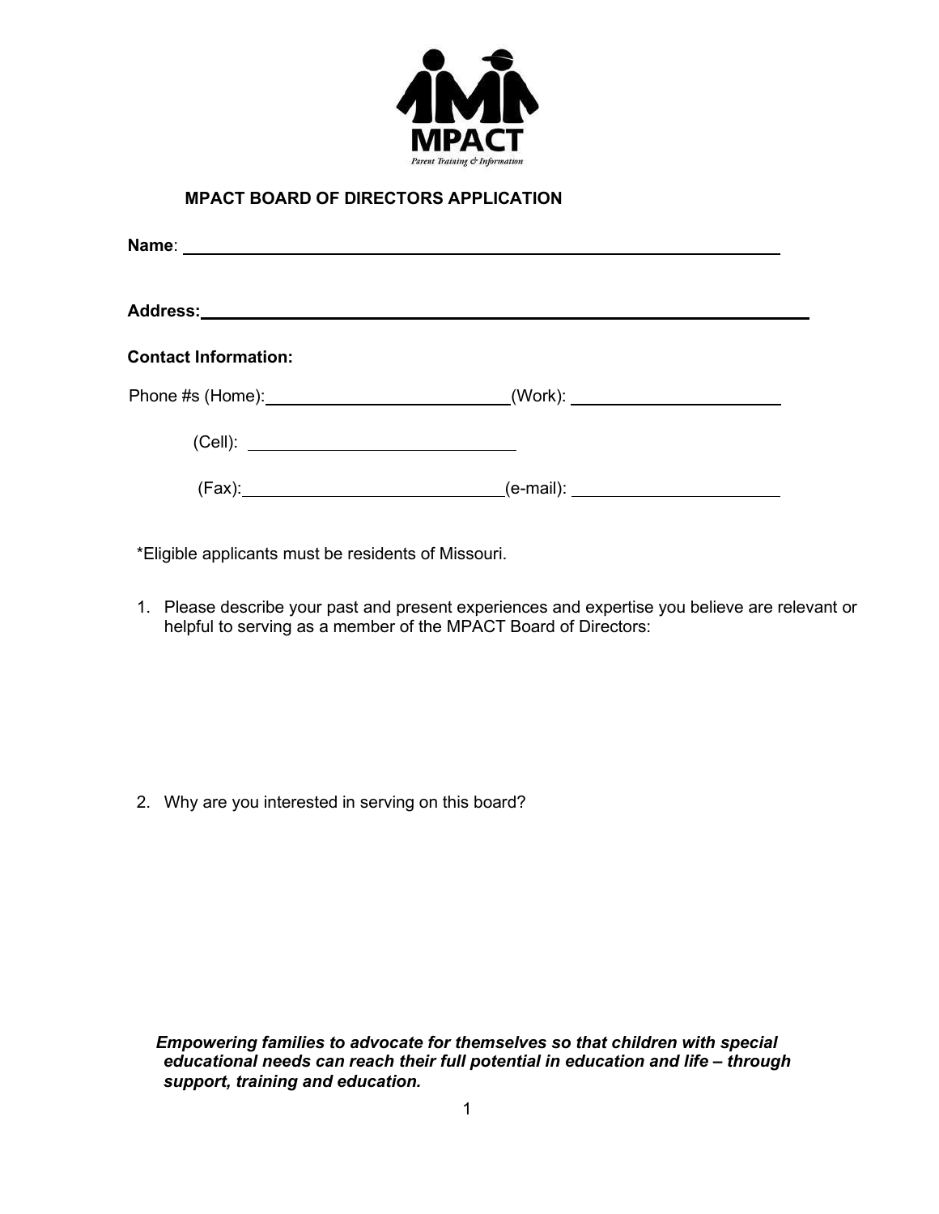MPACT

Parent Training & Information

## MPACT BOARD OF DIRECTORS APPLICATION

**Name**: ______________________________________________

**Address:** ______________________________________________

**Contact Information:**

Phone #s (Home): ____________________ (Work): ____________________

(Cell): ____________________

(Fax): ____________________ (e-mail): ____________________

*Eligible applicants must be residents of Missouri.

1. Please describe your past and present experiences and expertise you believe are relevant or helpful to serving as a member of the MPACT Board of Directors:

2. Why are you interested in serving on this board?

***Empowering families to advocate for themselves so that children with special educational needs can reach their full potential in education and life – through support, training and education.***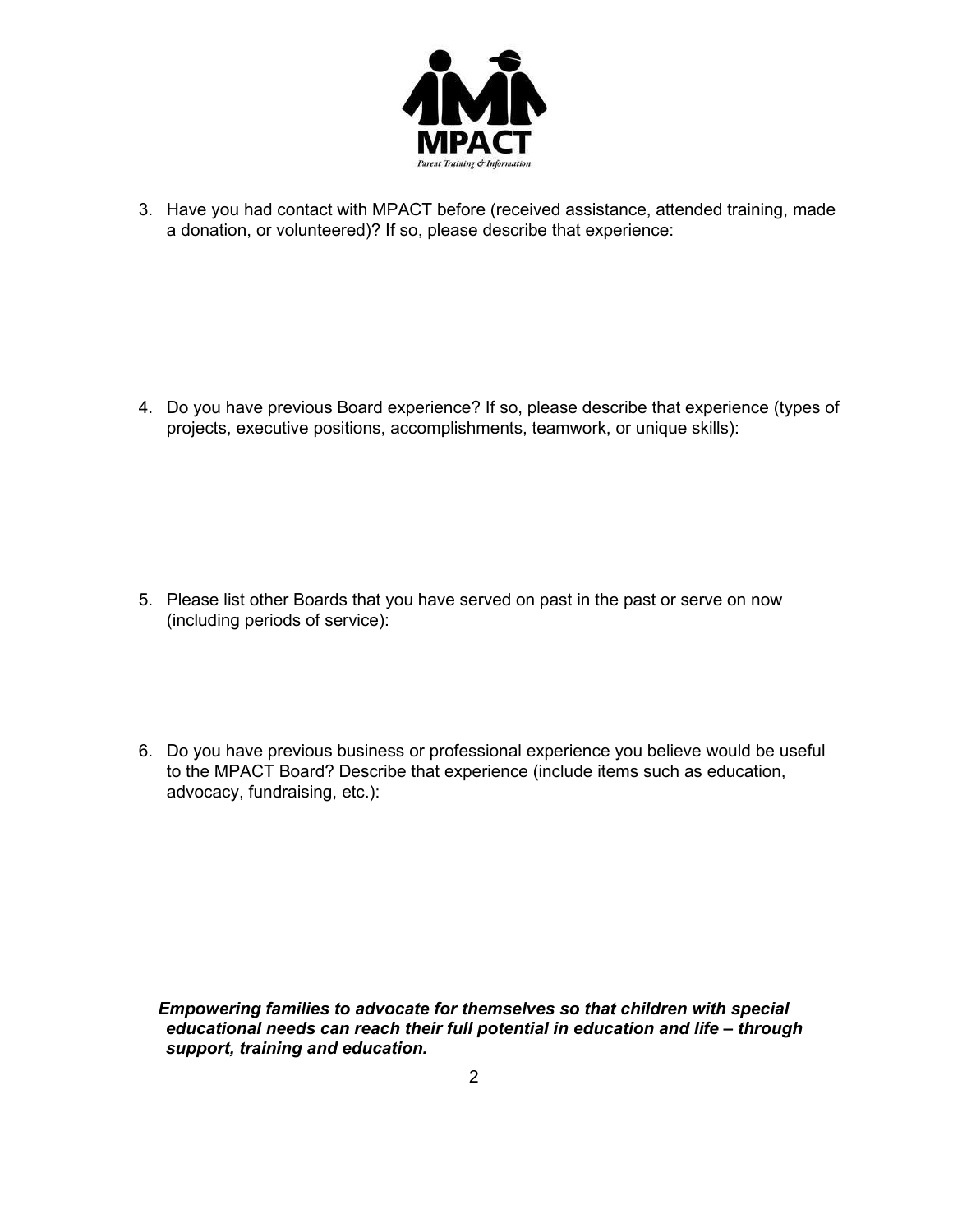MPACT

Parent Training & Information

3. Have you had contact with MPACT before (received assistance, attended training, made a donation, or volunteered)? If so, please describe that experience:

4. Do you have previous Board experience? If so, please describe that experience (types of projects, executive positions, accomplishments, teamwork, or unique skills):

5. Please list other Boards that you have served on past in the past or serve on now (including periods of service):

6. Do you have previous business or professional experience you believe would be useful to the MPACT Board? Describe that experience (include items such as education, advocacy, fundraising, etc.):

***Empowering families to advocate for themselves so that children with special educational needs can reach their full potential in education and life – through support, training and education.***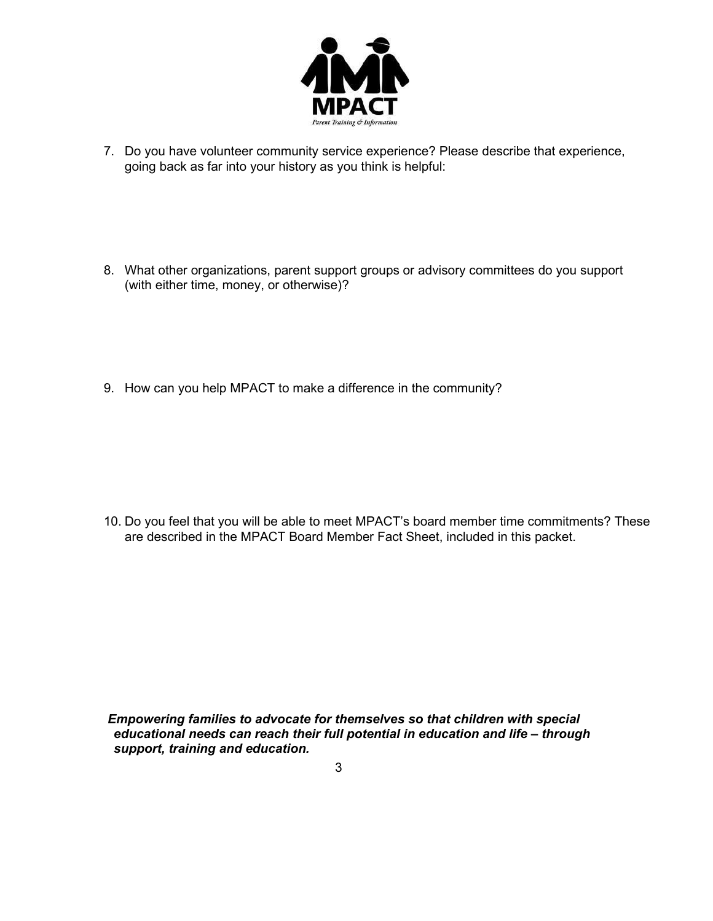7. Do you have volunteer community service experience? Please describe that experience, going back as far into your history as you think is helpful:

8. What other organizations, parent support groups or advisory committees do you support (with either time, money, or otherwise)?

9. How can you help MPACT to make a difference in the community?

10. Do you feel that you will be able to meet MPACT's board member time commitments? These are described in the MPACT Board Member Fact Sheet, included in this packet.

***Empowering families to advocate for themselves so that children with special educational needs can reach their full potential in education and life – through support, training and education.***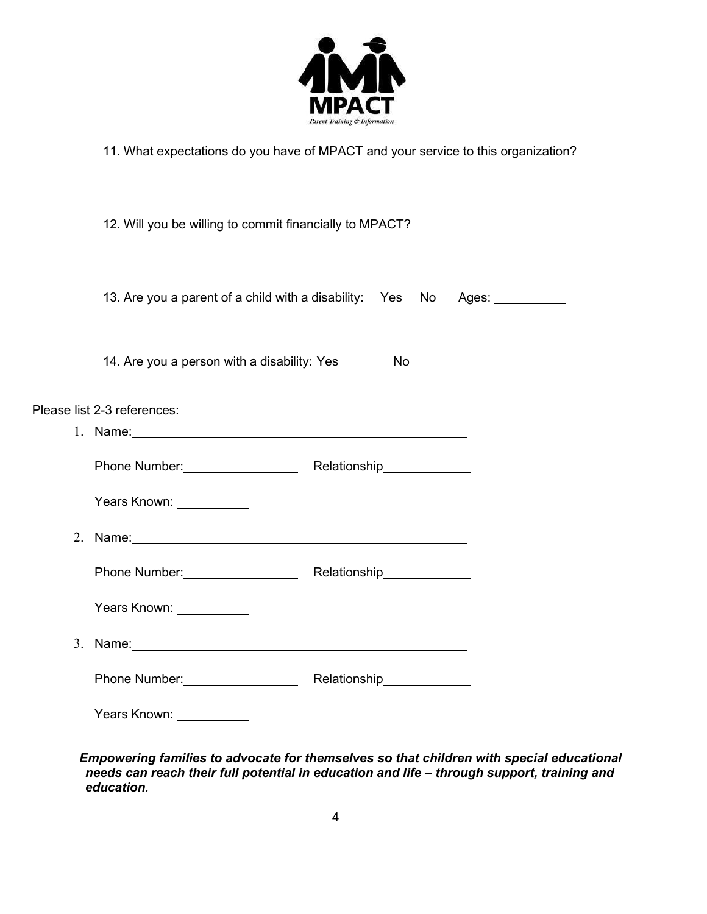11. What expectations do you have of MPACT and your service to this organization?

12. Will you be willing to commit financially to MPACT?

13. Are you a parent of a child with a disability: Yes No Ages: __________

14. Are you a person with a disability: Yes No

Please list 2-3 references:

1. Name: ______________________________________________

   Phone Number: ________________ Relationship ____________

   Years Known: __________

2. Name: ______________________________________________

   Phone Number: ________________ Relationship ____________

   Years Known: __________

3. Name: ______________________________________________

   Phone Number: ________________ Relationship ____________

   Years Known: __________

***Empowering families to advocate for themselves so that children with special educational needs can reach their full potential in education and life – through support, training and education.***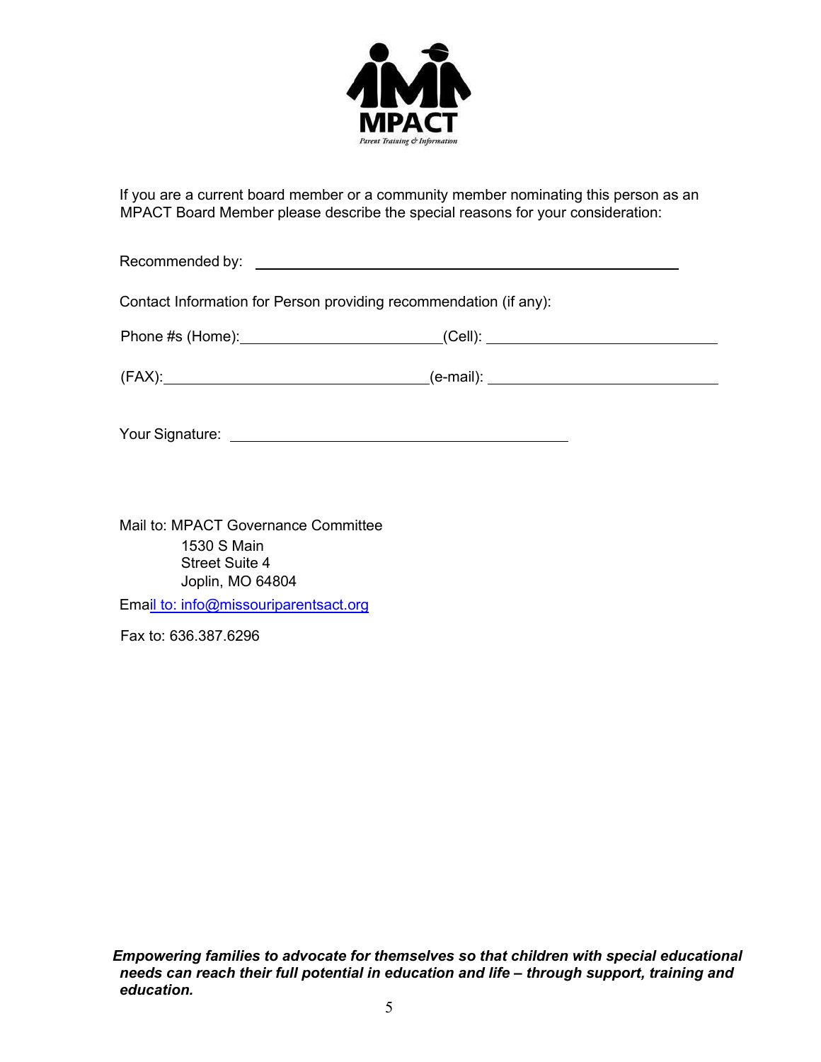MPACT

Parent Training & Information

If you are a current board member or a community member nominating this person as an MPACT Board Member please describe the special reasons for your consideration:

Recommended by: ______________________________________________

Contact Information for Person providing recommendation (if any):

Phone #s (Home): ____________________ (Cell): ______________________

(FAX): __________________________ (e-mail): ______________________

Your Signature: ___________________________________

Mail to: MPACT Governance Committee
1530 S Main
Street Suite 4
Joplin, MO 64804

Email to: info@missouriparentsact.org

Fax to: 636.387.6296

***Empowering families to advocate for themselves so that children with special educational needs can reach their full potential in education and life – through support, training and education.***